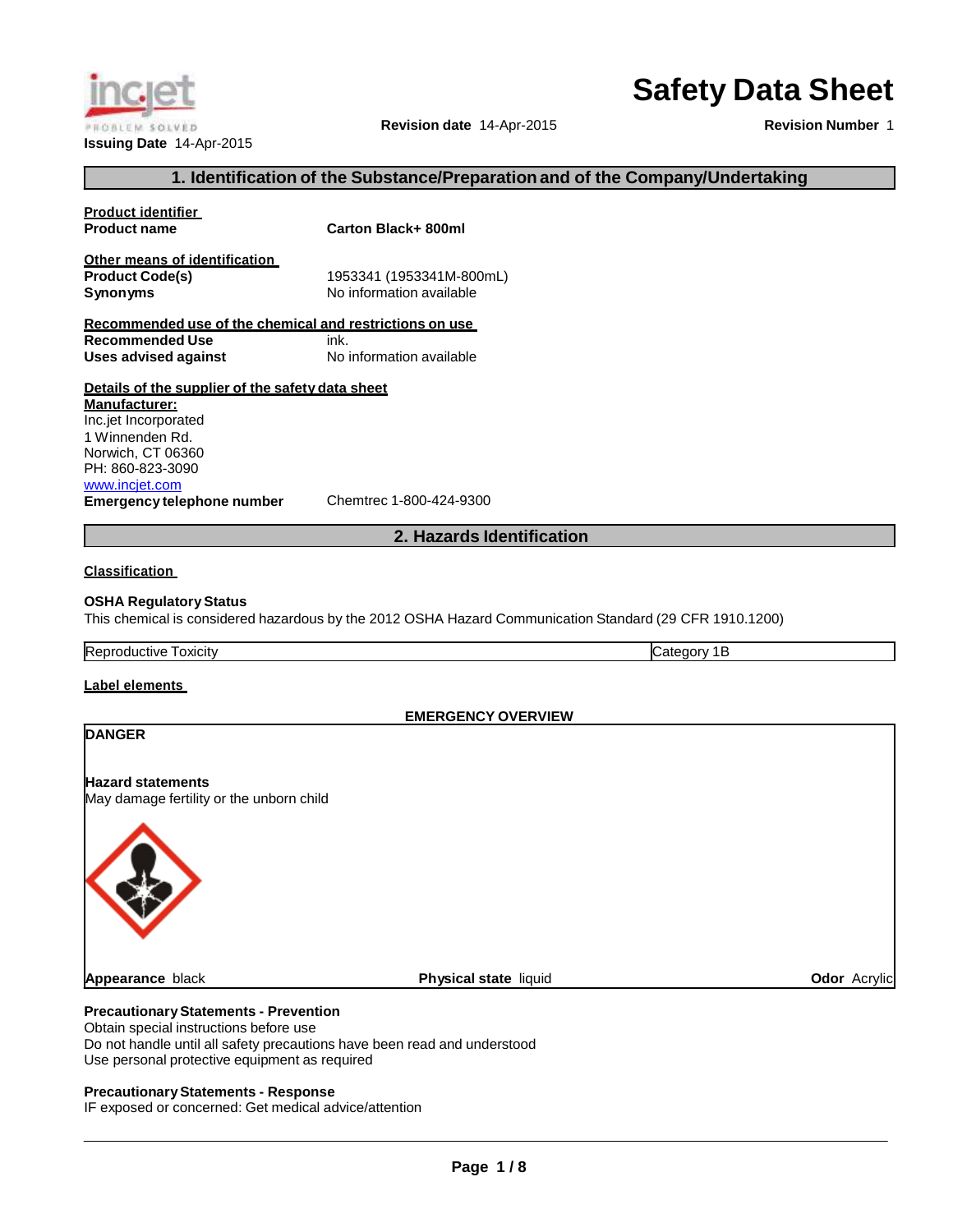# Safety Data Sheet

**Issuing Date** 14-Apr-2015 **Revision date** 14-Apr-2015 **Revision Number** 1

## 1. Identification of the Substance/Preparation and of the Company/Undertaking

**Product identifier**

**Product name** **Carton Black+ 800ml**

**Other means of identification**

**Product Code(s)** 1953341 (1953341M-800mL)

**Synonyms** No information available

**Recommended use of the chemical and restrictions on use**

**Recommended Use** ink.

**Uses advised against** No information available

**Details of the supplier of the safety data sheet**

**Manufacturer:**

Inc.jet Incorporated
1 Winnenden Rd.
Norwich, CT 06360
PH: 860-823-3090
www.incjet.com

**Emergency telephone number** Chemtrec 1-800-424-9300

## 2. Hazards Identification

**Classification**

**OSHA Regulatory Status**

This chemical is considered hazardous by the 2012 OSHA Hazard Communication Standard (29 CFR 1910.1200)

| Reproductive Toxicity | Category 1B |
|---|---|

**Label elements**

**EMERGENCY OVERVIEW**

**DANGER**

**Hazard statements**

May damage fertility or the unborn child

**Appearance** black **Physical state** liquid **Odor** Acrylic

**Precautionary Statements - Prevention**

Obtain special instructions before use
Do not handle until all safety precautions have been read and understood
Use personal protective equipment as required

**Precautionary Statements - Response**

IF exposed or concerned: Get medical advice/attention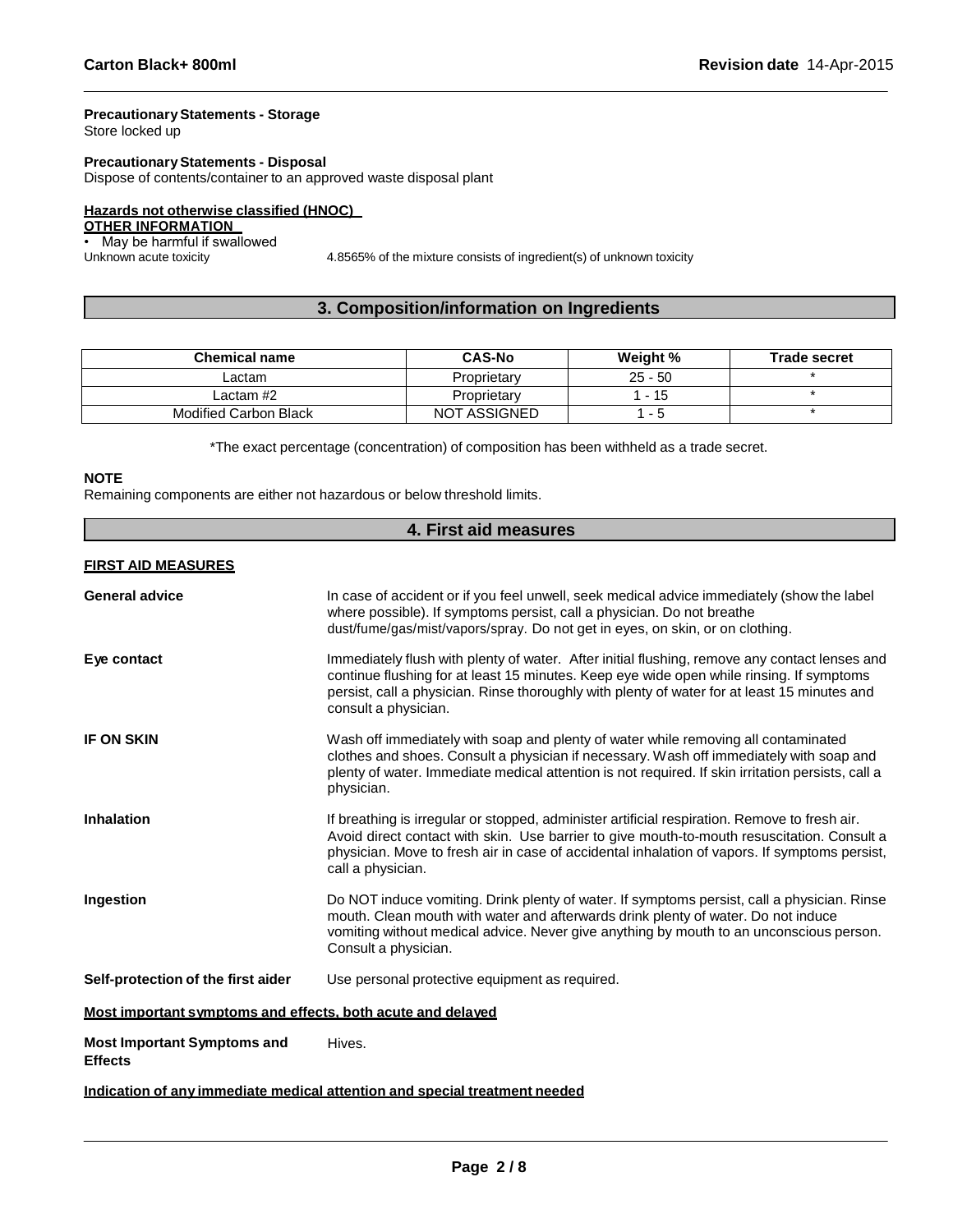**Precautionary Statements - Storage**
Store locked up

**Precautionary Statements - Disposal**
Dispose of contents/container to an approved waste disposal plant

**Hazards not otherwise classified (HNOC)**
**OTHER INFORMATION**

- May be harmful if swallowed

Unknown acute toxicity 4.8565% of the mixture consists of ingredient(s) of unknown toxicity

## 3. Composition/information on Ingredients

| Chemical name | CAS-No | Weight % | Trade secret |
|---|---|---|---|
| Lactam | Proprietary | 25 - 50 | * |
| Lactam #2 | Proprietary | 1 - 15 | * |
| Modified Carbon Black | NOT ASSIGNED | 1 - 5 | * |

*The exact percentage (concentration) of composition has been withheld as a trade secret.

**NOTE**
Remaining components are either not hazardous or below threshold limits.

## 4. First aid measures

**FIRST AID MEASURES**

**General advice**
In case of accident or if you feel unwell, seek medical advice immediately (show the label where possible). If symptoms persist, call a physician. Do not breathe dust/fume/gas/mist/vapors/spray. Do not get in eyes, on skin, or on clothing.

**Eye contact**
Immediately flush with plenty of water. After initial flushing, remove any contact lenses and continue flushing for at least 15 minutes. Keep eye wide open while rinsing. If symptoms persist, call a physician. Rinse thoroughly with plenty of water for at least 15 minutes and consult a physician.

**IF ON SKIN**
Wash off immediately with soap and plenty of water while removing all contaminated clothes and shoes. Consult a physician if necessary. Wash off immediately with soap and plenty of water. Immediate medical attention is not required. If skin irritation persists, call a physician.

**Inhalation**
If breathing is irregular or stopped, administer artificial respiration. Remove to fresh air. Avoid direct contact with skin. Use barrier to give mouth-to-mouth resuscitation. Consult a physician. Move to fresh air in case of accidental inhalation of vapors. If symptoms persist, call a physician.

**Ingestion**
Do NOT induce vomiting. Drink plenty of water. If symptoms persist, call a physician. Rinse mouth. Clean mouth with water and afterwards drink plenty of water. Do not induce vomiting without medical advice. Never give anything by mouth to an unconscious person. Consult a physician.

**Self-protection of the first aider**
Use personal protective equipment as required.

**Most important symptoms and effects, both acute and delayed**

**Most Important Symptoms and Effects**
Hives.

**Indication of any immediate medical attention and special treatment needed**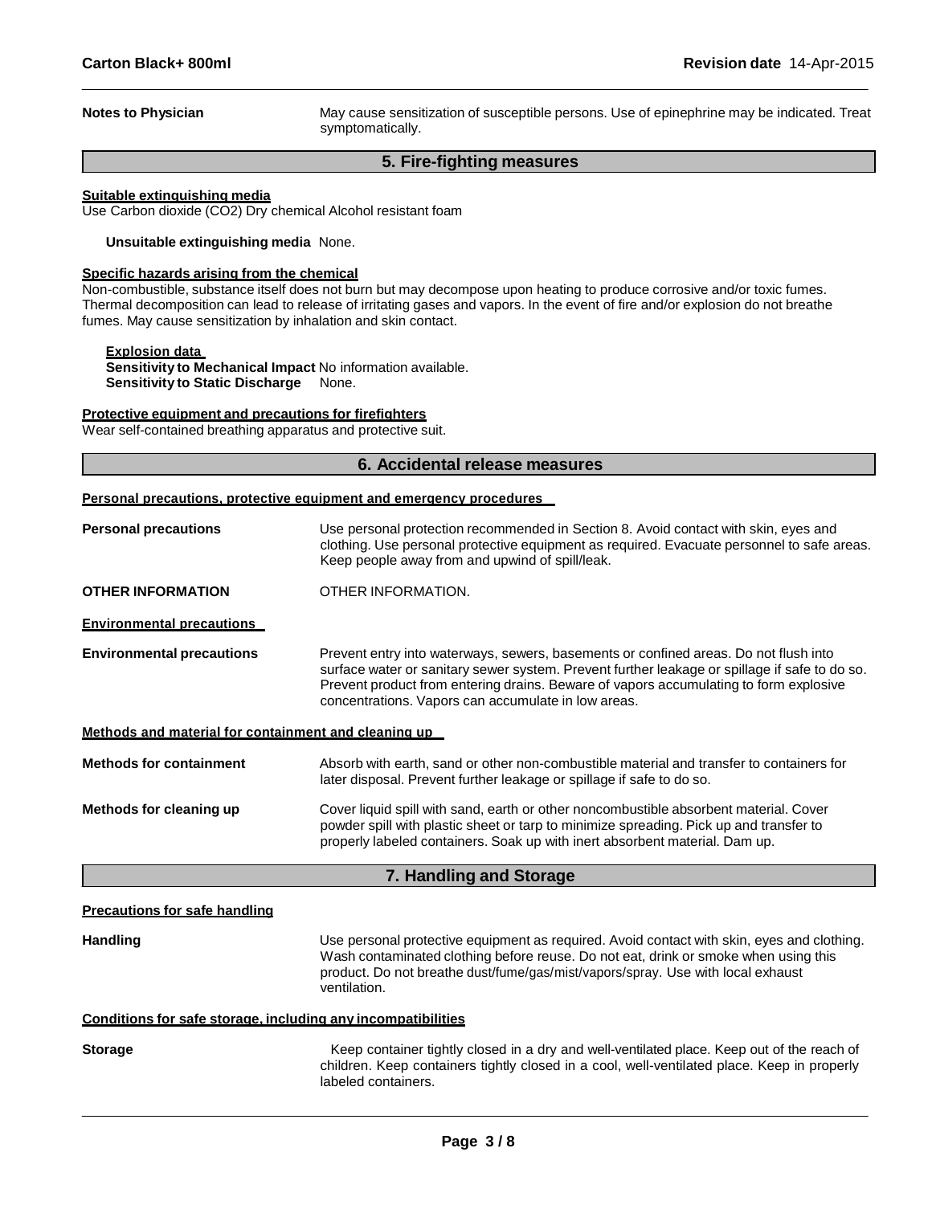**Notes to Physician** May cause sensitization of susceptible persons. Use of epinephrine may be indicated. Treat symptomatically.

## 5. Fire-fighting measures

**Suitable extinguishing media**

Use Carbon dioxide ($CO_2$) Dry chemical Alcohol resistant foam

**Unsuitable extinguishing media** None.

**Specific hazards arising from the chemical**

Non-combustible, substance itself does not burn but may decompose upon heating to produce corrosive and/or toxic fumes. Thermal decomposition can lead to release of irritating gases and vapors. In the event of fire and/or explosion do not breathe fumes. May cause sensitization by inhalation and skin contact.

**Explosion data**

**Sensitivity to Mechanical Impact** No information available.

**Sensitivity to Static Discharge** None.

**Protective equipment and precautions for firefighters**

Wear self-contained breathing apparatus and protective suit.

## 6. Accidental release measures

**Personal precautions, protective equipment and emergency procedures**

**Personal precautions** Use personal protection recommended in Section 8. Avoid contact with skin, eyes and clothing. Use personal protective equipment as required. Evacuate personnel to safe areas. Keep people away from and upwind of spill/leak.

**OTHER INFORMATION** OTHER INFORMATION.

**Environmental precautions**

**Environmental precautions** Prevent entry into waterways, sewers, basements or confined areas. Do not flush into surface water or sanitary sewer system. Prevent further leakage or spillage if safe to do so. Prevent product from entering drains. Beware of vapors accumulating to form explosive concentrations. Vapors can accumulate in low areas.

**Methods and material for containment and cleaning up**

**Methods for containment** Absorb with earth, sand or other non-combustible material and transfer to containers for later disposal. Prevent further leakage or spillage if safe to do so.

**Methods for cleaning up** Cover liquid spill with sand, earth or other noncombustible absorbent material. Cover powder spill with plastic sheet or tarp to minimize spreading. Pick up and transfer to properly labeled containers. Soak up with inert absorbent material. Dam up.

## 7. Handling and Storage

**Precautions for safe handling**

**Handling** Use personal protective equipment as required. Avoid contact with skin, eyes and clothing. Wash contaminated clothing before reuse. Do not eat, drink or smoke when using this product. Do not breathe dust/fume/gas/mist/vapors/spray. Use with local exhaust ventilation.

**Conditions for safe storage, including any incompatibilities**

**Storage** Keep container tightly closed in a dry and well-ventilated place. Keep out of the reach of children. Keep containers tightly closed in a cool, well-ventilated place. Keep in properly labeled containers.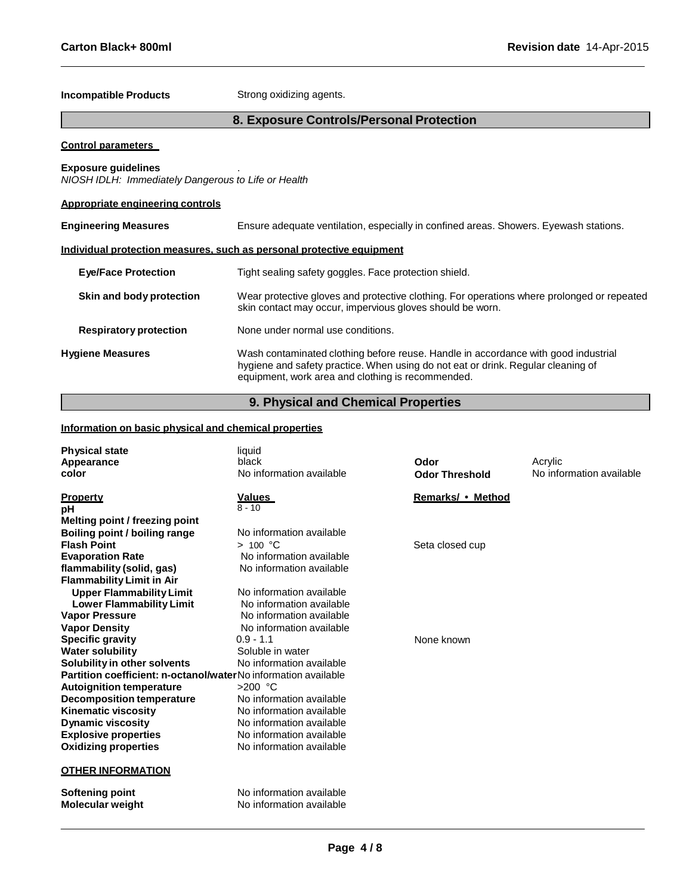**Incompatible Products** Strong oxidizing agents.

## 8. Exposure Controls/Personal Protection

**Control parameters**

**Exposure guidelines** .

*NIOSH IDLH: Immediately Dangerous to Life or Health*

**Appropriate engineering controls**

**Engineering Measures** Ensure adequate ventilation, especially in confined areas. Showers. Eyewash stations.

**Individual protection measures, such as personal protective equipment**

**Eye/Face Protection** Tight sealing safety goggles. Face protection shield.

**Skin and body protection** Wear protective gloves and protective clothing. For operations where prolonged or repeated skin contact may occur, impervious gloves should be worn.

**Respiratory protection** None under normal use conditions.

**Hygiene Measures** Wash contaminated clothing before reuse. Handle in accordance with good industrial hygiene and safety practice. When using do not eat or drink. Regular cleaning of equipment, work area and clothing is recommended.

## 9. Physical and Chemical Properties

**Information on basic physical and chemical properties**

| | | | |
|---|---|---|---|
| **Physical state** | liquid | | |
| **Appearance** | black | **Odor** | Acrylic |
| **color** | No information available | **Odor Threshold** | No information available |

| **Property** | **Values** | **Remarks/ • Method** |
|---|---|---|
| **pH** | 8 - 10 | |
| **Melting point / freezing point** | | |
| **Boiling point / boiling range** | No information available | |
| **Flash Point** | > 100 °C | Seta closed cup |
| **Evaporation Rate** | No information available | |
| **flammability (solid, gas)** | No information available | |
| **Flammability Limit in Air** | | |
| **Upper Flammability Limit** | No information available | |
| **Lower Flammability Limit** | No information available | |
| **Vapor Pressure** | No information available | |
| **Vapor Density** | No information available | |
| **Specific gravity** | 0.9 - 1.1 | None known |
| **Water solubility** | Soluble in water | |
| **Solubility in other solvents** | No information available | |
| **Partition coefficient: n-octanol/water** | No information available | |
| **Autoignition temperature** | >200 °C | |
| **Decomposition temperature** | No information available | |
| **Kinematic viscosity** | No information available | |
| **Dynamic viscosity** | No information available | |
| **Explosive properties** | No information available | |
| **Oxidizing properties** | No information available | |

**OTHER INFORMATION**

| | |
|---|---|
| **Softening point** | No information available |
| **Molecular weight** | No information available |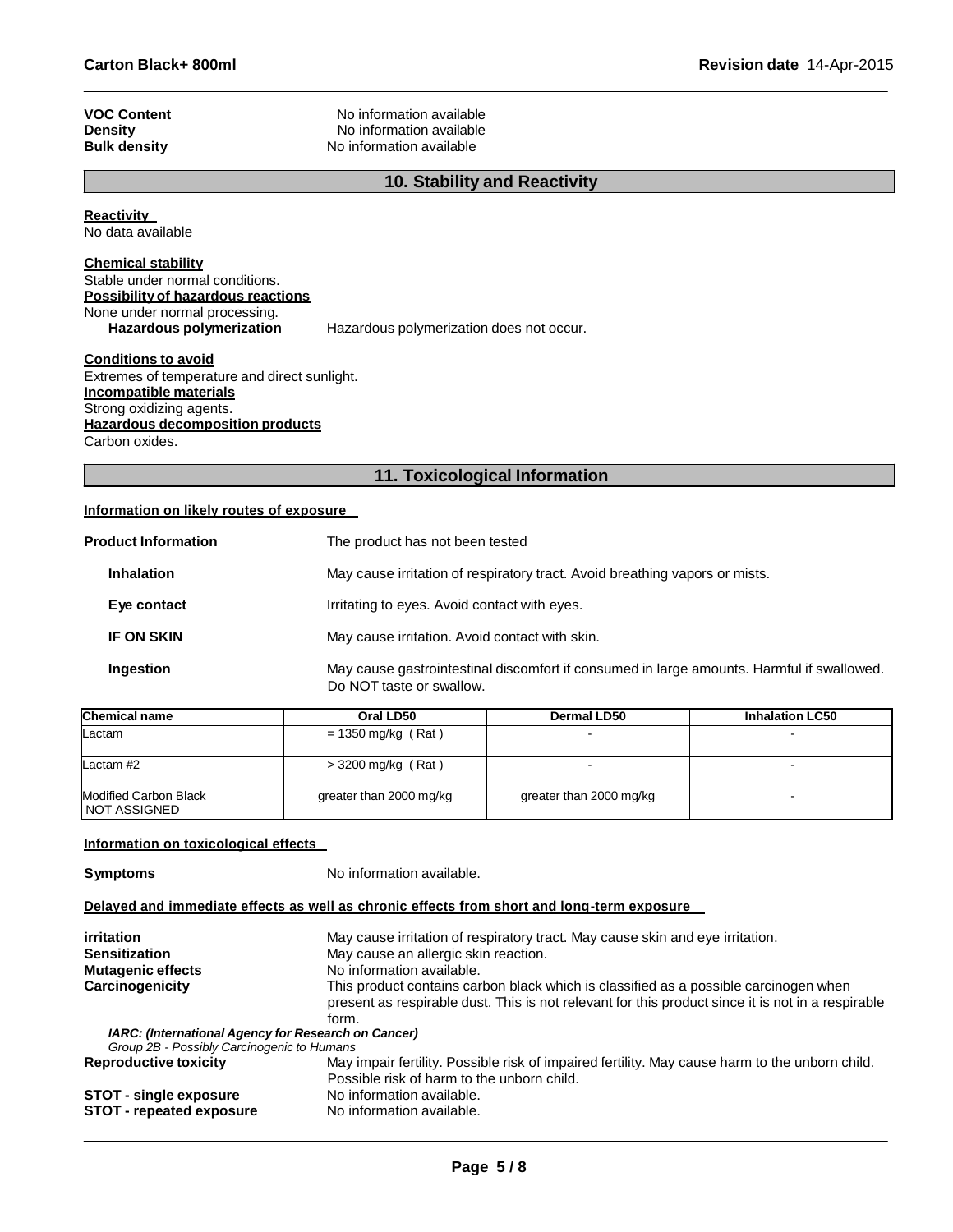**VOC Content** No information available
**Density** No information available
**Bulk density** No information available

## 10. Stability and Reactivity

**Reactivity**
No data available

**Chemical stability**
Stable under normal conditions.

**Possibility of hazardous reactions**
None under normal processing.

**Hazardous polymerization** Hazardous polymerization does not occur.

**Conditions to avoid**
Extremes of temperature and direct sunlight.

**Incompatible materials**
Strong oxidizing agents.

**Hazardous decomposition products**
Carbon oxides.

## 11. Toxicological Information

**Information on likely routes of exposure**

**Product Information** The product has not been tested

**Inhalation** May cause irritation of respiratory tract. Avoid breathing vapors or mists.

**Eye contact** Irritating to eyes. Avoid contact with eyes.

**IF ON SKIN** May cause irritation. Avoid contact with skin.

**Ingestion** May cause gastrointestinal discomfort if consumed in large amounts. Harmful if swallowed. Do NOT taste or swallow.

| Chemical name | Oral LD50 | Dermal LD50 | Inhalation LC50 |
|---|---|---|---|
| Lactam | = 1350 mg/kg ( Rat ) | - | - |
| Lactam #2 | > 3200 mg/kg ( Rat ) | - | - |
| Modified Carbon Black NOT ASSIGNED | greater than 2000 mg/kg | greater than 2000 mg/kg | - |

**Information on toxicological effects**

**Symptoms** No information available.

**Delayed and immediate effects as well as chronic effects from short and long-term exposure**

**irritation** May cause irritation of respiratory tract. May cause skin and eye irritation.
**Sensitization** May cause an allergic skin reaction.
**Mutagenic effects** No information available.
**Carcinogenicity** This product contains carbon black which is classified as a possible carcinogen when present as respirable dust. This is not relevant for this product since it is not in a respirable form.

***IARC: (International Agency for Research on Cancer)***
*Group 2B - Possibly Carcinogenic to Humans*

**Reproductive toxicity** May impair fertility. Possible risk of impaired fertility. May cause harm to the unborn child. Possible risk of harm to the unborn child.
**STOT - single exposure** No information available.
**STOT - repeated exposure** No information available.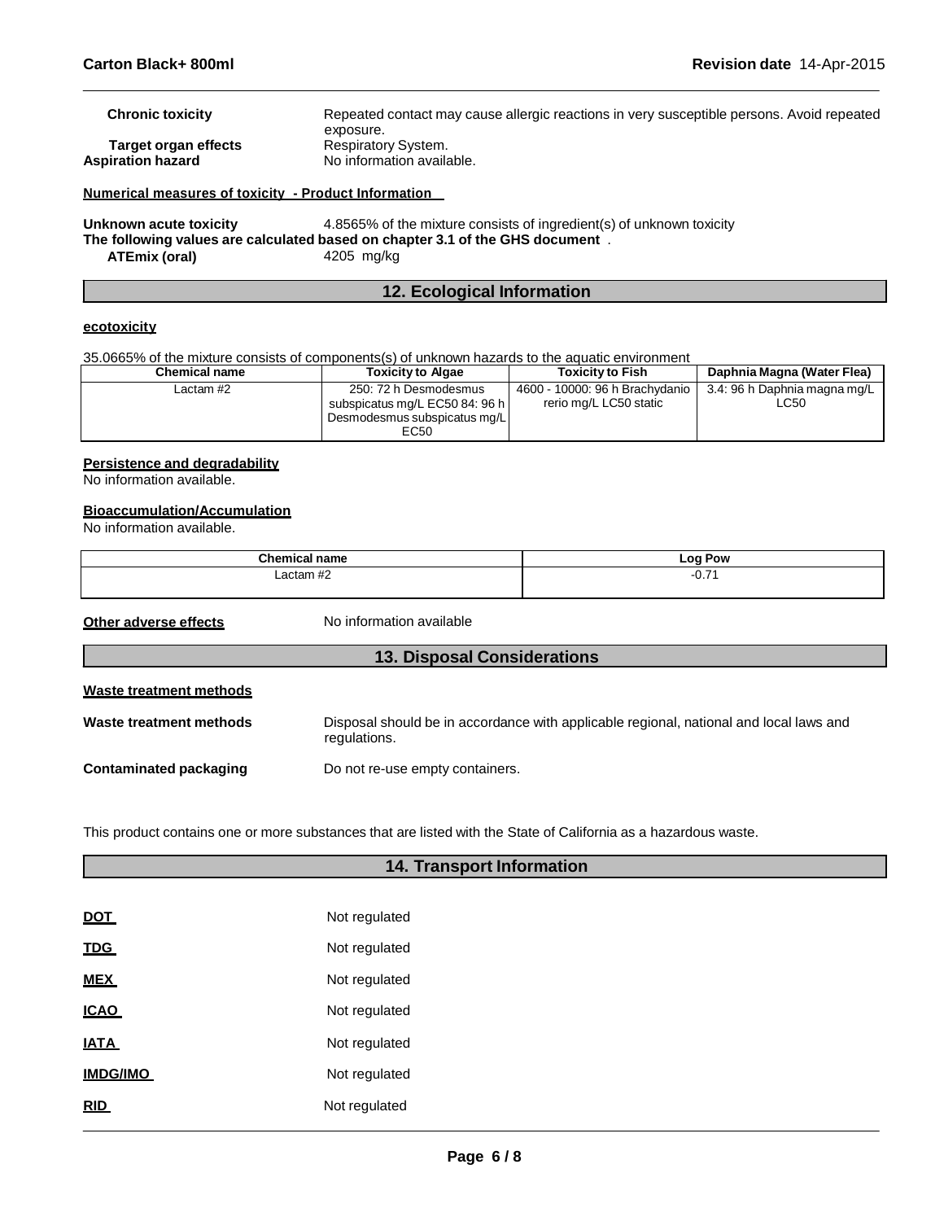**Chronic toxicity** Repeated contact may cause allergic reactions in very susceptible persons. Avoid repeated exposure.

**Target organ effects** Respiratory System.

**Aspiration hazard** No information available.

**Numerical measures of toxicity - Product Information**

**Unknown acute toxicity** 4.8565% of the mixture consists of ingredient(s) of unknown toxicity

**The following values are calculated based on chapter 3.1 of the GHS document** .

**ATEmix (oral)** 4205 mg/kg

## 12. Ecological Information

**ecotoxicity**

35.0665% of the mixture consists of components(s) of unknown hazards to the aquatic environment

| Chemical name | Toxicity to Algae | Toxicity to Fish | Daphnia Magna (Water Flea) |
|---|---|---|---|
| Lactam #2 | 250: 72 h Desmodesmus subspicatus mg/L EC50 84: 96 h Desmodesmus subspicatus mg/L EC50 | 4600 - 10000: 96 h Brachydanio rerio mg/L LC50 static | 3.4: 96 h Daphnia magna mg/L LC50 |

**Persistence and degradability**

No information available.

**Bioaccumulation/Accumulation**

No information available.

| Chemical name | Log Pow |
|---|---|
| Lactam #2 | -0.71 |

**Other adverse effects** No information available

## 13. Disposal Considerations

**Waste treatment methods**

**Waste treatment methods** Disposal should be in accordance with applicable regional, national and local laws and regulations.

**Contaminated packaging** Do not re-use empty containers.

This product contains one or more substances that are listed with the State of California as a hazardous waste.

## 14. Transport Information

**DOT** Not regulated

**TDG** Not regulated

**MEX** Not regulated

**ICAO** Not regulated

**IATA** Not regulated

**IMDG/IMO** Not regulated

**RID** Not regulated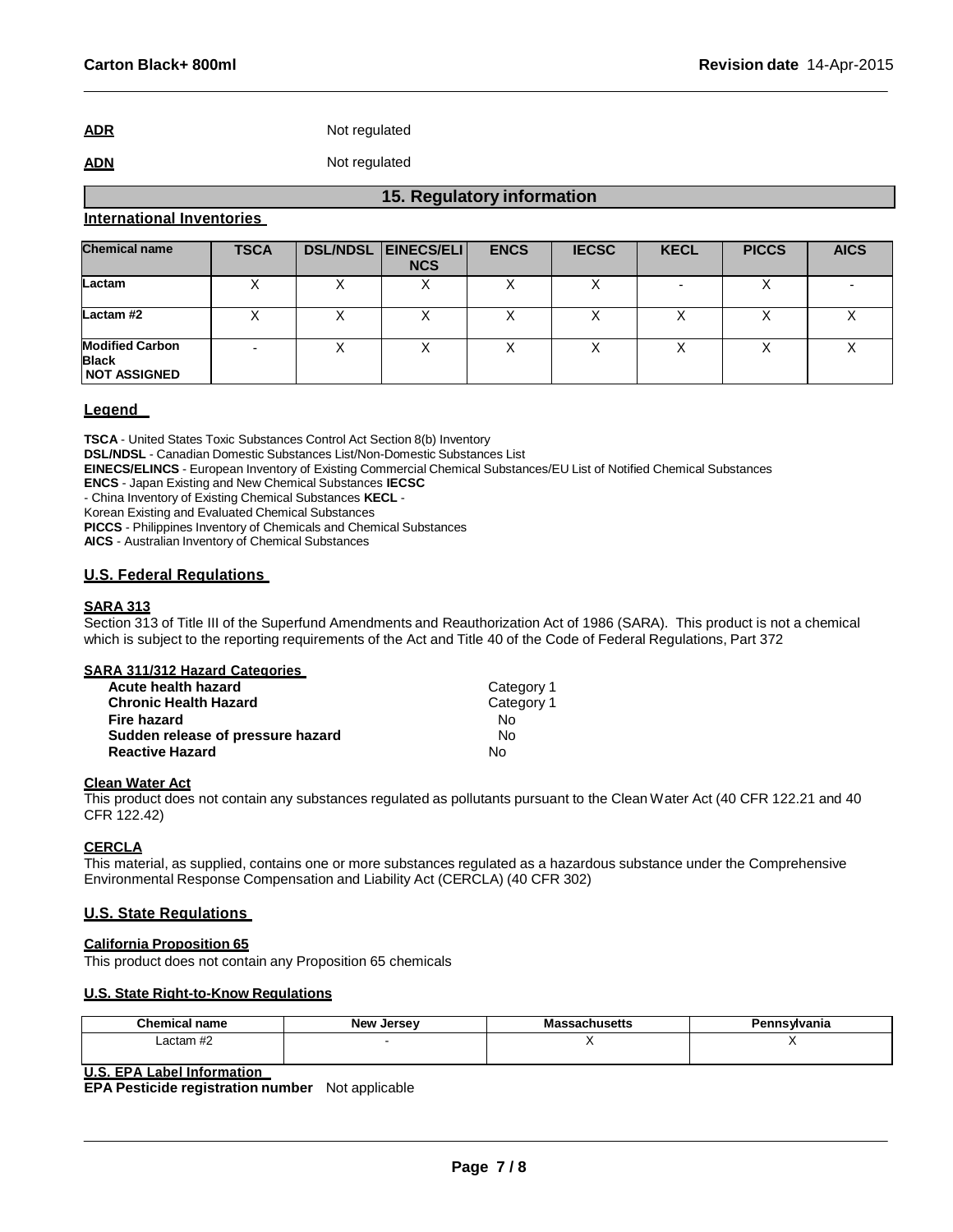**ADR** Not regulated

**ADN** Not regulated

## 15. Regulatory information

### International Inventories

| Chemical name | TSCA | DSL/NDSL | EINECS/ELINCS | ENCS | IECSC | KECL | PICCS | AICS |
|---|---|---|---|---|---|---|---|---|
| Lactam | X | X | X | X | X | - | X | - |
| Lactam #2 | X | X | X | X | X | X | X | X |
| Modified Carbon Black NOT ASSIGNED | - | X | X | X | X | X | X | X |

### Legend

**TSCA** - United States Toxic Substances Control Act Section 8(b) Inventory
**DSL/NDSL** - Canadian Domestic Substances List/Non-Domestic Substances List
**EINECS/ELINCS** - European Inventory of Existing Commercial Chemical Substances/EU List of Notified Chemical Substances
**ENCS** - Japan Existing and New Chemical Substances **IECSC**
- China Inventory of Existing Chemical Substances **KECL** -
Korean Existing and Evaluated Chemical Substances
**PICCS** - Philippines Inventory of Chemicals and Chemical Substances
**AICS** - Australian Inventory of Chemical Substances

### U.S. Federal Regulations

**SARA 313**

Section 313 of Title III of the Superfund Amendments and Reauthorization Act of 1986 (SARA). This product is not a chemical which is subject to the reporting requirements of the Act and Title 40 of the Code of Federal Regulations, Part 372

**SARA 311/312 Hazard Categories**

| | |
|---|---|
| **Acute health hazard** | Category 1 |
| **Chronic Health Hazard** | Category 1 |
| **Fire hazard** | No |
| **Sudden release of pressure hazard** | No |
| **Reactive Hazard** | No |

**Clean Water Act**

This product does not contain any substances regulated as pollutants pursuant to the Clean Water Act (40 CFR 122.21 and 40 CFR 122.42)

**CERCLA**

This material, as supplied, contains one or more substances regulated as a hazardous substance under the Comprehensive Environmental Response Compensation and Liability Act (CERCLA) (40 CFR 302)

### U.S. State Regulations

**California Proposition 65**

This product does not contain any Proposition 65 chemicals

**U.S. State Right-to-Know Regulations**

| Chemical name | New Jersey | Massachusetts | Pennsylvania |
|---|---|---|---|
| Lactam #2 | - | X | X |

**U.S. EPA Label Information**

**EPA Pesticide registration number** Not applicable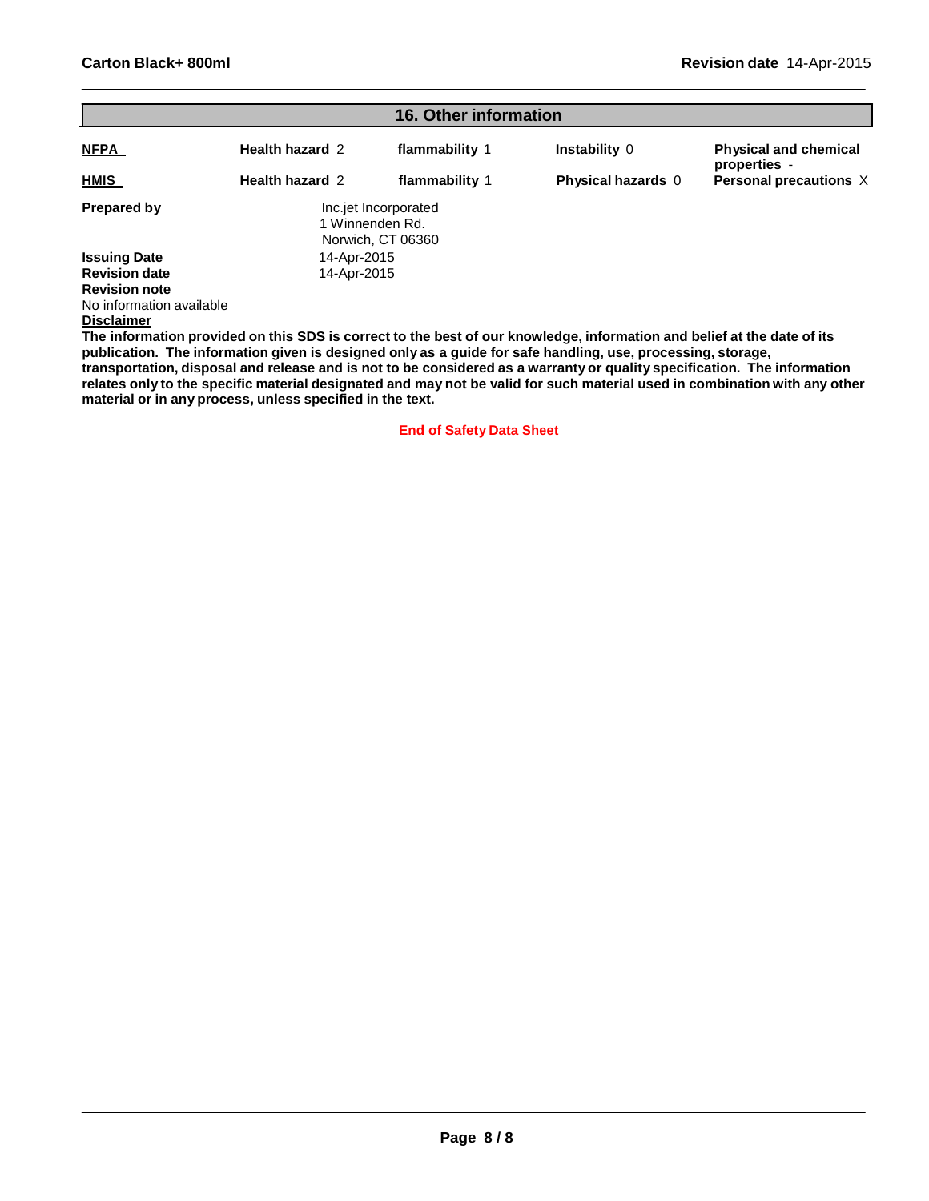## 16. Other information

| | | | | |
|---|---|---|---|---|
| **NFPA** | **Health hazard** 2 | **flammability** 1 | **Instability** 0 | **Physical and chemical properties** - |
| **HMIS** | **Health hazard** 2 | **flammability** 1 | **Physical hazards** 0 | **Personal precautions** X |

**Prepared by**
Inc.jet Incorporated
1 Winnenden Rd.
Norwich, CT 06360

**Issuing Date** 14-Apr-2015

**Revision date** 14-Apr-2015

**Revision note**

No information available

**Disclaimer**

**The information provided on this SDS is correct to the best of our knowledge, information and belief at the date of its publication. The information given is designed only as a guide for safe handling, use, processing, storage, transportation, disposal and release and is not to be considered as a warranty or quality specification. The information relates only to the specific material designated and may not be valid for such material used in combination with any other material or in any process, unless specified in the text.**

**End of Safety Data Sheet**